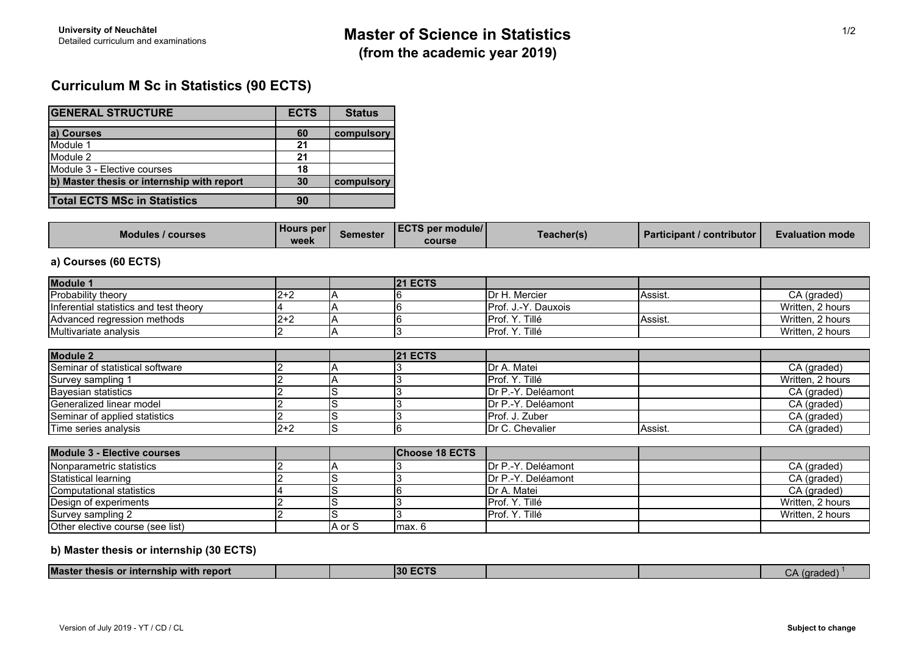**University of Neuchâtel**
Detailed curriculum and examinations

# Master of Science in Statistics
## (from the academic year 2019)

## Curriculum M Sc in Statistics (90 ECTS)

| GENERAL STRUCTURE | ECTS | Status |
|---|---|---|
| **a) Courses** | **60** | **compulsory** |
| Module 1 | **21** | |
| Module 2 | **21** | |
| Module 3 - Elective courses | **18** | |
| **b) Master thesis or internship with report** | **30** | **compulsory** |
| **Total ECTS MSc in Statistics** | **90** | |

| Modules / courses | Hours per week | Semester | ECTS per module/ course | Teacher(s) | Participant / contributor | Evaluation mode |
|---|---|---|---|---|---|---|
| **a) Courses (60 ECTS)** | | | | | | |
| **Module 1** | | | **21 ECTS** | | | |
| Probability theory | 2+2 | A | 6 | Dr H. Mercier | Assist. | CA (graded) |
| Inferential statistics and test theory | 4 | A | 6 | Prof. J.-Y. Dauxois | | Written, 2 hours |
| Advanced regression methods | 2+2 | A | 6 | Prof. Y. Tillé | Assist. | Written, 2 hours |
| Multivariate analysis | 2 | A | 3 | Prof. Y. Tillé | | Written, 2 hours |
| **Module 2** | | | **21 ECTS** | | | |
| Seminar of statistical software | 2 | A | 3 | Dr A. Matei | | CA (graded) |
| Survey sampling 1 | 2 | A | 3 | Prof. Y. Tillé | | Written, 2 hours |
| Bayesian statistics | 2 | S | 3 | Dr P.-Y. Deléamont | | CA (graded) |
| Generalized linear model | 2 | S | 3 | Dr P.-Y. Deléamont | | CA (graded) |
| Seminar of applied statistics | 2 | S | 3 | Prof. J. Zuber | | CA (graded) |
| Time series analysis | 2+2 | S | 6 | Dr C. Chevalier | Assist. | CA (graded) |
| **Module 3 - Elective courses** | | | **Choose 18 ECTS** | | | |
| Nonparametric statistics | 2 | A | 3 | Dr P.-Y. Deléamont | | CA (graded) |
| Statistical learning | 2 | S | 3 | Dr P.-Y. Deléamont | | CA (graded) |
| Computational statistics | 4 | S | 6 | Dr A. Matei | | CA (graded) |
| Design of experiments | 2 | S | 3 | Prof. Y. Tillé | | Written, 2 hours |
| Survey sampling 2 | 2 | S | 3 | Prof. Y. Tillé | | Written, 2 hours |
| Other elective course (see list) | | A or S | max. 6 | | | |
| **b) Master thesis or internship (30 ECTS)** | | | | | | |
| **Master thesis or internship with report** | | | **30 ECTS** | | | CA (graded) [1] |

Version of July 2019 - YT / CD / CL

**Subject to change**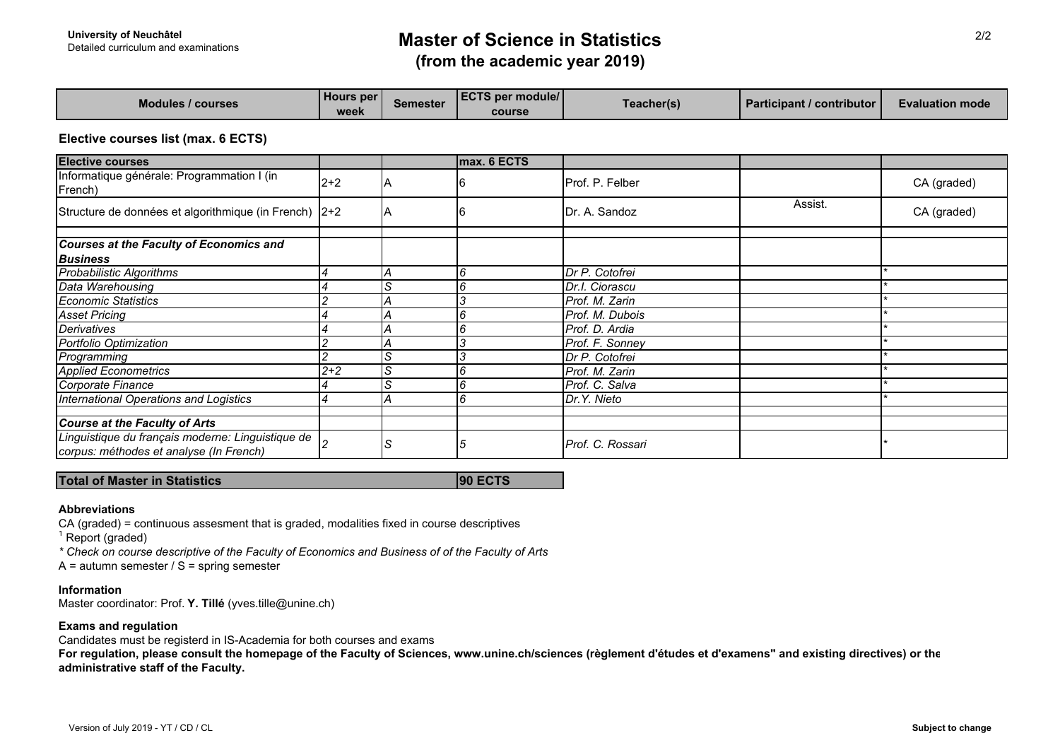University of Neuchâtel
Detailed curriculum and examinations

# Master of Science in Statistics
## (from the academic year 2019)

| Modules / courses | Hours per week | Semester | ECTS per module/ course | Teacher(s) | Participant / contributor | Evaluation mode |
|---|---|---|---|---|---|---|

### Elective courses list (max. 6 ECTS)

| **Elective courses** | | | **max. 6 ECTS** | | | |
|---|---|---|---|---|---|---|
| Informatique générale: Programmation I (in French) | 2+2 | A | 6 | Prof. P. Felber | | CA (graded) |
| Structure de données et algorithmique (in French) | 2+2 | A | 6 | Dr. A. Sandoz | Assist. | CA (graded) |
| | | | | | | |
| ***Courses at the Faculty of Economics and Business*** | | | | | | |
| *Probabilistic Algorithms* | *4* | *A* | *6* | *Dr P. Cotofrei* | | * |
| *Data Warehousing* | *4* | *S* | *6* | *Dr.I. Ciorascu* | | * |
| *Economic Statistics* | *2* | *A* | *3* | *Prof. M. Zarin* | | * |
| *Asset Pricing* | *4* | *A* | *6* | *Prof. M. Dubois* | | * |
| *Derivatives* | *4* | *A* | *6* | *Prof. D. Ardia* | | * |
| *Portfolio Optimization* | *2* | *A* | *3* | *Prof. F. Sonney* | | * |
| *Programming* | *2* | *S* | *3* | *Dr P. Cotofrei* | | * |
| *Applied Econometrics* | *2+2* | *S* | *6* | *Prof. M. Zarin* | | * |
| *Corporate Finance* | *4* | *S* | *6* | *Prof. C. Salva* | | * |
| *International Operations and Logistics* | *4* | *A* | *6* | *Dr.Y. Nieto* | | * |
| | | | | | | |
| ***Course at the Faculty of Arts*** | | | | | | |
| *Linguistique du français moderne: Linguistique de corpus: méthodes et analyse (In French)* | *2* | *S* | *5* | *Prof. C. Rossari* | | * |

| **Total of Master in Statistics** | **90 ECTS** |
|---|---|

**Abbreviations**

CA (graded) = continuous assesment that is graded, modalities fixed in course descriptives

[1] Report (graded)

*\* Check on course descriptive of the Faculty of Economics and Business of of the Faculty of Arts*

A = autumn semester / S = spring semester

**Information**

Master coordinator: Prof. **Y. Tillé** (yves.tille@unine.ch)

**Exams and regulation**

Candidates must be registerd in IS-Academia for both courses and exams

**For regulation, please consult the homepage of the Faculty of Sciences, www.unine.ch/sciences (règlement d'études et d'examens" and existing directives) or the administrative staff of the Faculty.**

Version of July 2019 - YT / CD / CL

**Subject to change**